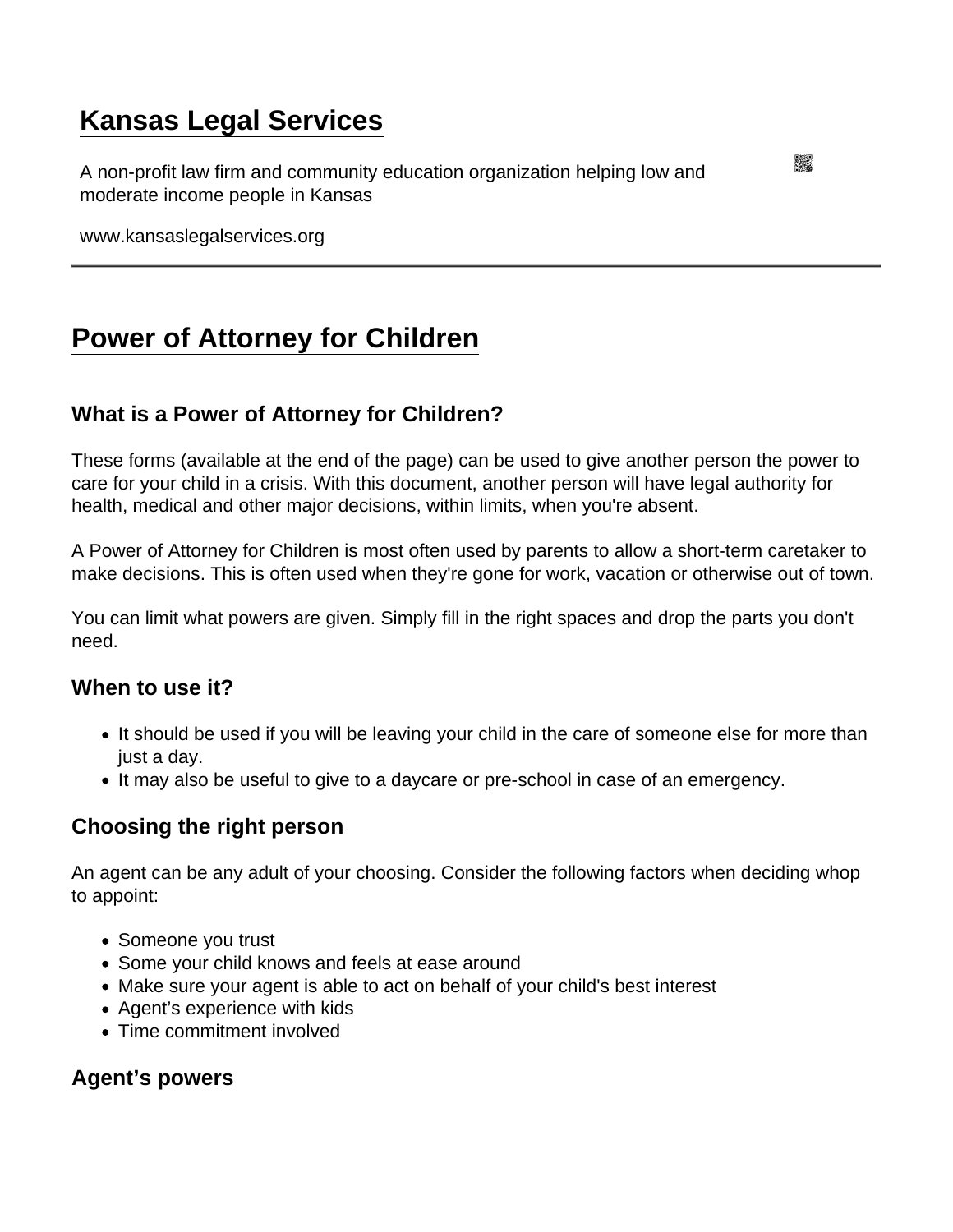# Kansas Legal Services

A non-profit law firm and community education organization helping low and moderate income people in Kansas

www.kansaslegalservices.org

---

# Power of Attorney for Children

## What is a Power of Attorney for Children?

These forms (available at the end of the page) can be used to give another person the power to care for your child in a crisis. With this document, another person will have legal authority for health, medical and other major decisions, within limits, when you're absent.

A Power of Attorney for Children is most often used by parents to allow a short-term caretaker to make decisions. This is often used when they're gone for work, vacation or otherwise out of town.

You can limit what powers are given. Simply fill in the right spaces and drop the parts you don't need.

### When to use it?

- It should be used if you will be leaving your child in the care of someone else for more than just a day.
- It may also be useful to give to a daycare or pre-school in case of an emergency.

### Choosing the right person

An agent can be any adult of your choosing. Consider the following factors when deciding whop to appoint:

- Someone you trust
- Some your child knows and feels at ease around
- Make sure your agent is able to act on behalf of your child's best interest
- Agent's experience with kids
- Time commitment involved

### Agent's powers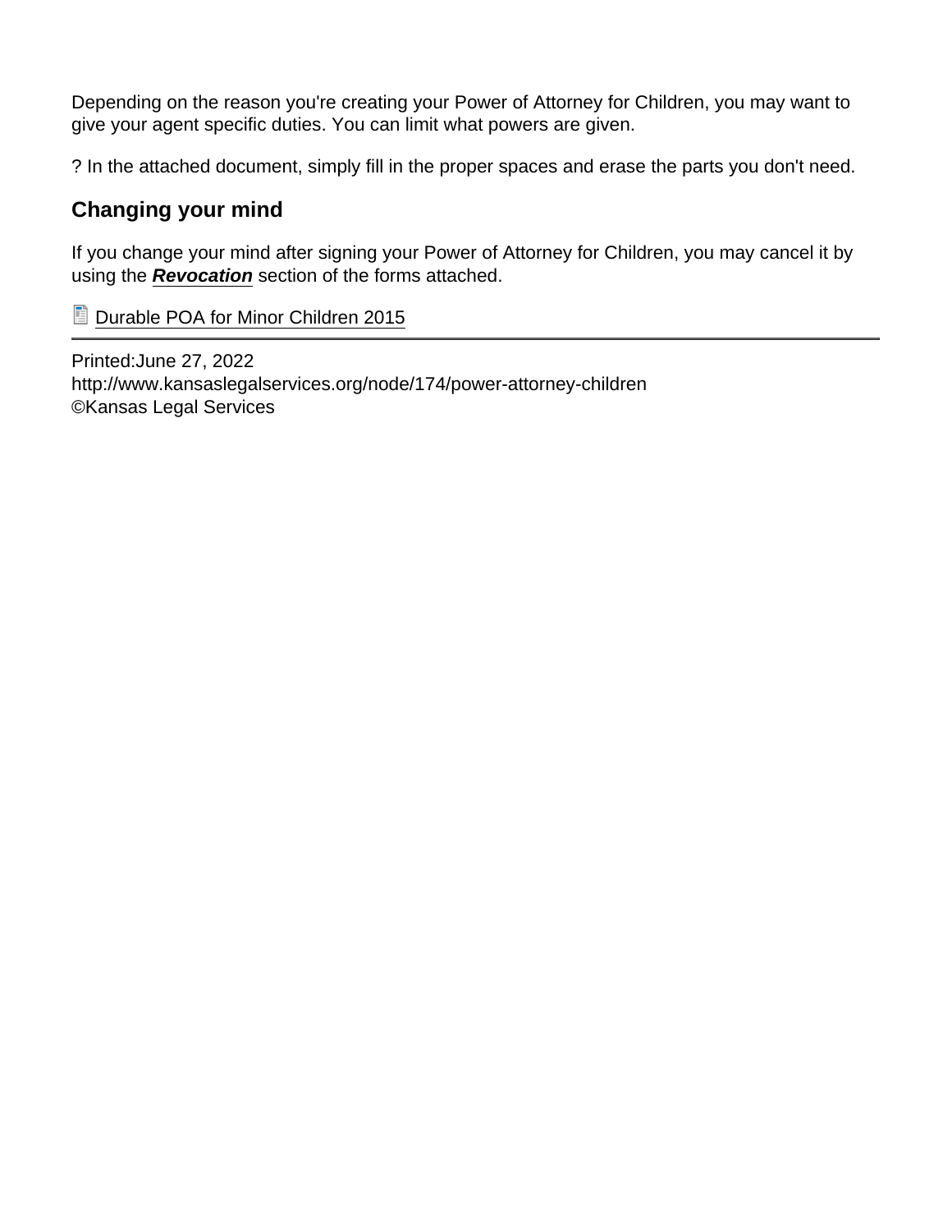Depending on the reason you're creating your Power of Attorney for Children, you may want to give your agent specific duties. You can limit what powers are given.

? In the attached document, simply fill in the proper spaces and erase the parts you don't need.

## Changing your mind

If you change your mind after signing your Power of Attorney for Children, you may cancel it by using the ***Revocation*** section of the forms attached.

Durable POA for Minor Children 2015

---

Printed:June 27, 2022
http://www.kansaslegalservices.org/node/174/power-attorney-children
©Kansas Legal Services